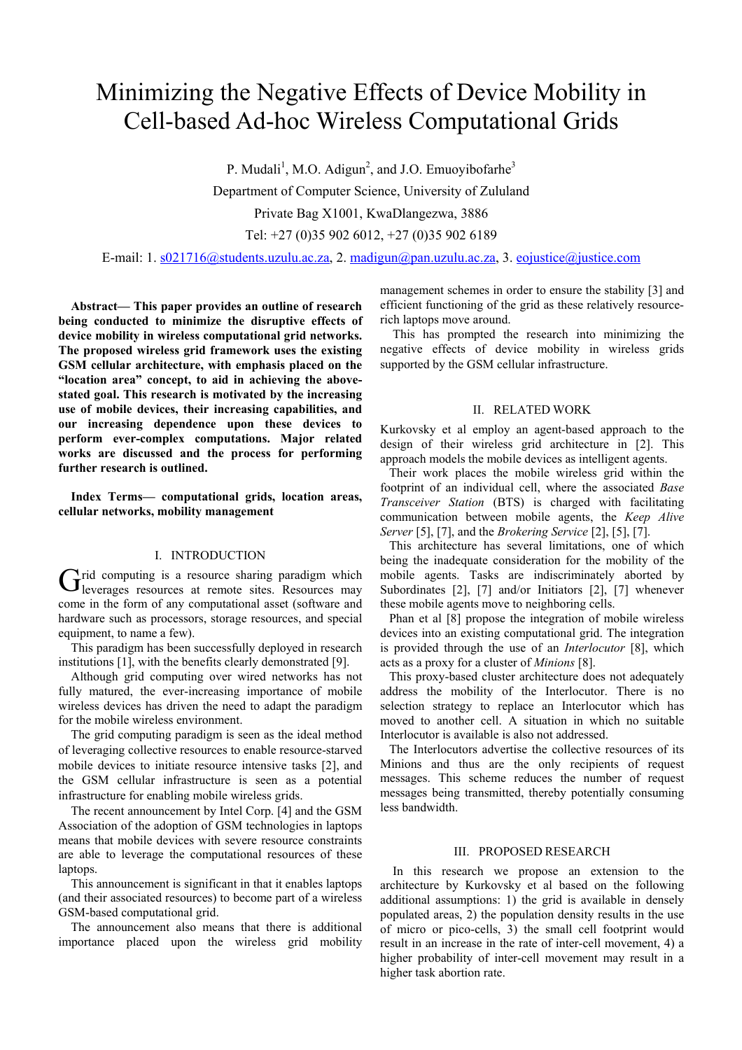# Minimizing the Negative Effects of Device Mobility in Cell-based Ad-hoc Wireless Computational Grids

P. Mudali[1], M.O. Adigun[2], and J.O. Emuoyibofarhe[3]

Department of Computer Science, University of Zululand

Private Bag X1001, KwaDlangezwa, 3886

Tel: +27 (0)35 902 6012, +27 (0)35 902 6189

E-mail: 1. s021716@students.uzulu.ac.za, 2. madigun@pan.uzulu.ac.za, 3. eojustice@justice.com

**Abstract— This paper provides an outline of research being conducted to minimize the disruptive effects of device mobility in wireless computational grid networks. The proposed wireless grid framework uses the existing GSM cellular architecture, with emphasis placed on the "location area" concept, to aid in achieving the above-stated goal. This research is motivated by the increasing use of mobile devices, their increasing capabilities, and our increasing dependence upon these devices to perform ever-complex computations. Major related works are discussed and the process for performing further research is outlined.**

**Index Terms— computational grids, location areas, cellular networks, mobility management**

## I. INTRODUCTION

Grid computing is a resource sharing paradigm which leverages resources at remote sites. Resources may come in the form of any computational asset (software and hardware such as processors, storage resources, and special equipment, to name a few).

This paradigm has been successfully deployed in research institutions [1], with the benefits clearly demonstrated [9].

Although grid computing over wired networks has not fully matured, the ever-increasing importance of mobile wireless devices has driven the need to adapt the paradigm for the mobile wireless environment.

The grid computing paradigm is seen as the ideal method of leveraging collective resources to enable resource-starved mobile devices to initiate resource intensive tasks [2], and the GSM cellular infrastructure is seen as a potential infrastructure for enabling mobile wireless grids.

The recent announcement by Intel Corp. [4] and the GSM Association of the adoption of GSM technologies in laptops means that mobile devices with severe resource constraints are able to leverage the computational resources of these laptops.

This announcement is significant in that it enables laptops (and their associated resources) to become part of a wireless GSM-based computational grid.

The announcement also means that there is additional importance placed upon the wireless grid mobility management schemes in order to ensure the stability [3] and efficient functioning of the grid as these relatively resource-rich laptops move around.

This has prompted the research into minimizing the negative effects of device mobility in wireless grids supported by the GSM cellular infrastructure.

## II. RELATED WORK

Kurkovsky et al employ an agent-based approach to the design of their wireless grid architecture in [2]. This approach models the mobile devices as intelligent agents.

Their work places the mobile wireless grid within the footprint of an individual cell, where the associated *Base Transceiver Station* (BTS) is charged with facilitating communication between mobile agents, the *Keep Alive Server* [5], [7], and the *Brokering Service* [2], [5], [7].

This architecture has several limitations, one of which being the inadequate consideration for the mobility of the mobile agents. Tasks are indiscriminately aborted by Subordinates [2], [7] and/or Initiators [2], [7] whenever these mobile agents move to neighboring cells.

Phan et al [8] propose the integration of mobile wireless devices into an existing computational grid. The integration is provided through the use of an *Interlocutor* [8], which acts as a proxy for a cluster of *Minions* [8].

This proxy-based cluster architecture does not adequately address the mobility of the Interlocutor. There is no selection strategy to replace an Interlocutor which has moved to another cell. A situation in which no suitable Interlocutor is available is also not addressed.

The Interlocutors advertise the collective resources of its Minions and thus are the only recipients of request messages. This scheme reduces the number of request messages being transmitted, thereby potentially consuming less bandwidth.

## III. PROPOSED RESEARCH

In this research we propose an extension to the architecture by Kurkovsky et al based on the following additional assumptions: 1) the grid is available in densely populated areas, 2) the population density results in the use of micro or pico-cells, 3) the small cell footprint would result in an increase in the rate of inter-cell movement, 4) a higher probability of inter-cell movement may result in a higher task abortion rate.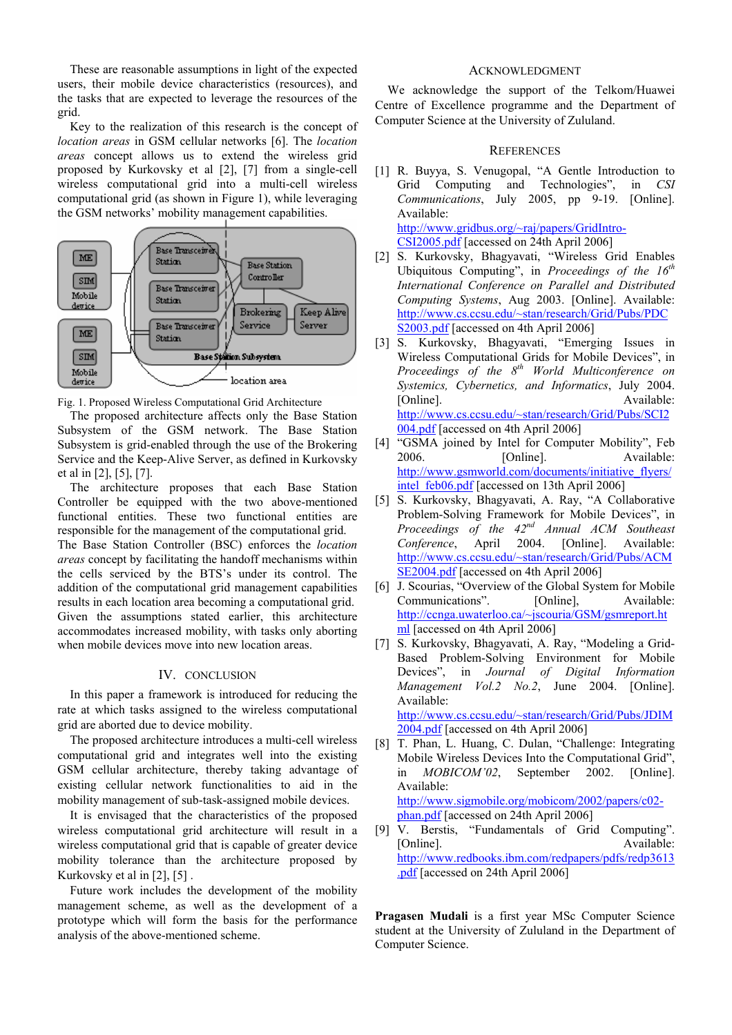These are reasonable assumptions in light of the expected users, their mobile device characteristics (resources), and the tasks that are expected to leverage the resources of the grid.

Key to the realization of this research is the concept of *location areas* in GSM cellular networks [6]. The *location areas* concept allows us to extend the wireless grid proposed by Kurkovsky et al [2], [7] from a single-cell wireless computational grid into a multi-cell wireless computational grid (as shown in Figure 1), while leveraging the GSM networks' mobility management capabilities.

ME
SIM
Mobile device
ME
SIM
Mobile device
Base Transceiver Station
Base Transceiver Station
Base Transceiver Station
Base Station Controller
Brokering Service
Keep Alive Server
Base Station Subsystem
location area

Fig. 1. Proposed Wireless Computational Grid Architecture

The proposed architecture affects only the Base Station Subsystem of the GSM network. The Base Station Subsystem is grid-enabled through the use of the Brokering Service and the Keep-Alive Server, as defined in Kurkovsky et al in [2], [5], [7].

The architecture proposes that each Base Station Controller be equipped with the two above-mentioned functional entities. These two functional entities are responsible for the management of the computational grid. The Base Station Controller (BSC) enforces the *location areas* concept by facilitating the handoff mechanisms within the cells serviced by the BTS's under its control. The addition of the computational grid management capabilities results in each location area becoming a computational grid. Given the assumptions stated earlier, this architecture accommodates increased mobility, with tasks only aborting when mobile devices move into new location areas.

## IV. Conclusion

In this paper a framework is introduced for reducing the rate at which tasks assigned to the wireless computational grid are aborted due to device mobility.

The proposed architecture introduces a multi-cell wireless computational grid and integrates well into the existing GSM cellular architecture, thereby taking advantage of existing cellular network functionalities to aid in the mobility management of sub-task-assigned mobile devices.

It is envisaged that the characteristics of the proposed wireless computational grid architecture will result in a wireless computational grid that is capable of greater device mobility tolerance than the architecture proposed by Kurkovsky et al in [2], [5] .

Future work includes the development of the mobility management scheme, as well as the development of a prototype which will form the basis for the performance analysis of the above-mentioned scheme.

## Acknowledgment

We acknowledge the support of the Telkom/Huawei Centre of Excellence programme and the Department of Computer Science at the University of Zululand.

## References

[1] R. Buyya, S. Venugopal, "A Gentle Introduction to Grid Computing and Technologies", in *CSI Communications*, July 2005, pp 9-19. [Online]. Available: http://www.gridbus.org/~raj/papers/GridIntro-CSI2005.pdf [accessed on 24th April 2006]

[2] S. Kurkovsky, Bhagyavati, "Wireless Grid Enables Ubiquitous Computing", in *Proceedings of the 16th International Conference on Parallel and Distributed Computing Systems*, Aug 2003. [Online]. Available: http://www.cs.ccsu.edu/~stan/research/Grid/Pubs/PDCS2003.pdf [accessed on 4th April 2006]

[3] S. Kurkovsky, Bhagyavati, "Emerging Issues in Wireless Computational Grids for Mobile Devices", in *Proceedings of the 8th World Multiconference on Systemics, Cybernetics, and Informatics*, July 2004. [Online]. Available: http://www.cs.ccsu.edu/~stan/research/Grid/Pubs/SCI2004.pdf [accessed on 4th April 2006]

[4] "GSMA joined by Intel for Computer Mobility", Feb 2006. [Online]. Available: http://www.gsmworld.com/documents/initiative_flyers/intel_feb06.pdf [accessed on 13th April 2006]

[5] S. Kurkovsky, Bhagyavati, A. Ray, "A Collaborative Problem-Solving Framework for Mobile Devices", in *Proceedings of the 42nd Annual ACM Southeast Conference*, April 2004. [Online]. Available: http://www.cs.ccsu.edu/~stan/research/Grid/Pubs/ACMSE2004.pdf [accessed on 4th April 2006]

[6] J. Scourias, "Overview of the Global System for Mobile Communications". [Online], Available: http://ccnga.uwaterloo.ca/~jscouria/GSM/gsmreport.html [accessed on 4th April 2006]

[7] S. Kurkovsky, Bhagyavati, A. Ray, "Modeling a Grid-Based Problem-Solving Environment for Mobile Devices", in *Journal of Digital Information Management Vol.2 No.2*, June 2004. [Online]. Available: http://www.cs.ccsu.edu/~stan/research/Grid/Pubs/JDIM2004.pdf [accessed on 4th April 2006]

[8] T. Phan, L. Huang, C. Dulan, "Challenge: Integrating Mobile Wireless Devices Into the Computational Grid", in *MOBICOM'02*, September 2002. [Online]. Available: http://www.sigmobile.org/mobicom/2002/papers/c02-phan.pdf [accessed on 24th April 2006]

[9] V. Berstis, "Fundamentals of Grid Computing". [Online]. Available: http://www.redbooks.ibm.com/redpapers/pdfs/redp3613.pdf [accessed on 24th April 2006]

**Pragasen Mudali** is a first year MSc Computer Science student at the University of Zululand in the Department of Computer Science.